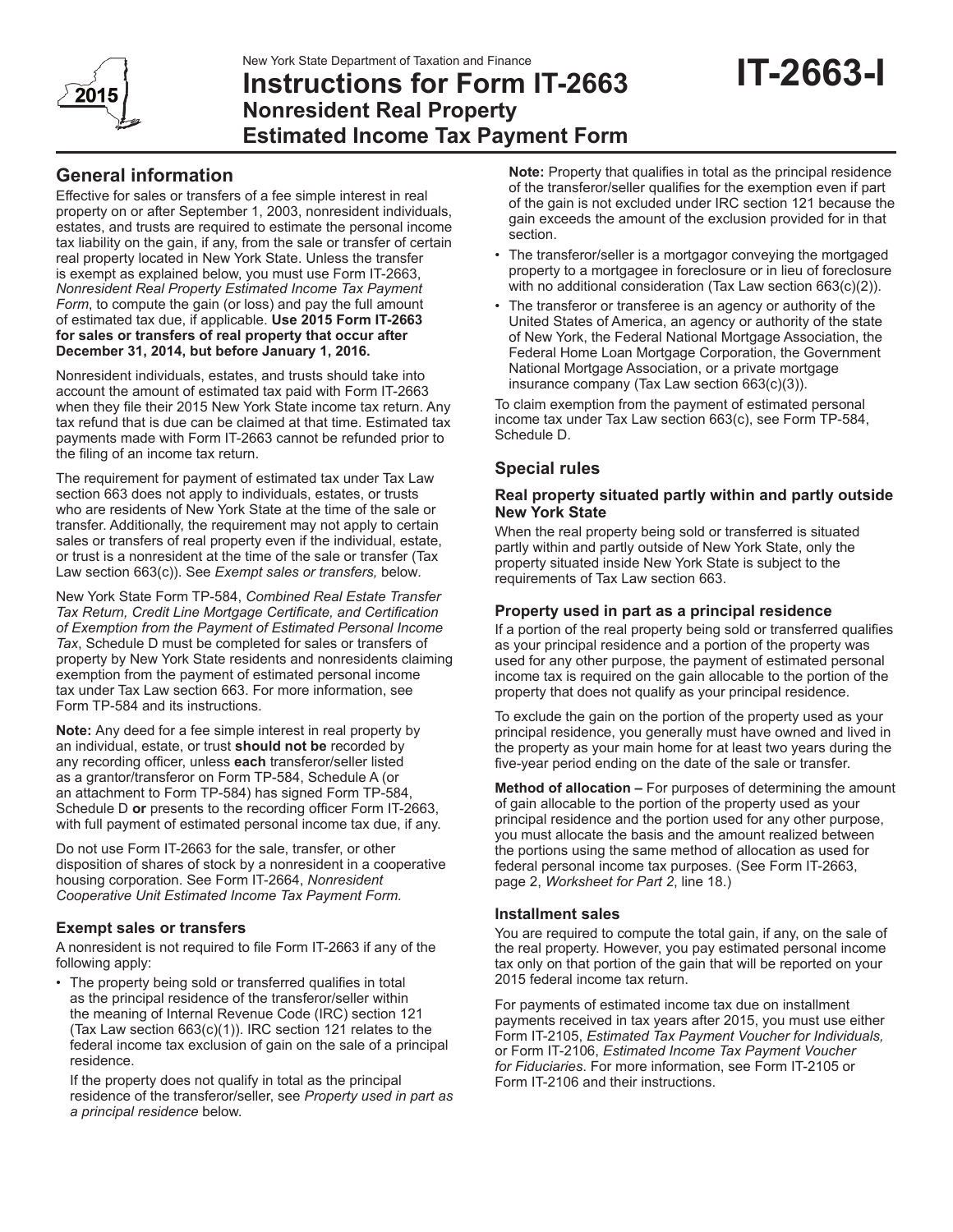New York State Department of Taxation and Finance

# Instructions for Form IT-2663 Nonresident Real Property Estimated Income Tax Payment Form

**IT-2663-I**

2015

## General information

Effective for sales or transfers of a fee simple interest in real property on or after September 1, 2003, nonresident individuals, estates, and trusts are required to estimate the personal income tax liability on the gain, if any, from the sale or transfer of certain real property located in New York State. Unless the transfer is exempt as explained below, you must use Form IT-2663, *Nonresident Real Property Estimated Income Tax Payment Form*, to compute the gain (or loss) and pay the full amount of estimated tax due, if applicable. **Use 2015 Form IT-2663 for sales or transfers of real property that occur after December 31, 2014, but before January 1, 2016.**

Nonresident individuals, estates, and trusts should take into account the amount of estimated tax paid with Form IT-2663 when they file their 2015 New York State income tax return. Any tax refund that is due can be claimed at that time. Estimated tax payments made with Form IT-2663 cannot be refunded prior to the filing of an income tax return.

The requirement for payment of estimated tax under Tax Law section 663 does not apply to individuals, estates, or trusts who are residents of New York State at the time of the sale or transfer. Additionally, the requirement may not apply to certain sales or transfers of real property even if the individual, estate, or trust is a nonresident at the time of the sale or transfer (Tax Law section 663(c)). See *Exempt sales or transfers,* below.

New York State Form TP-584, *Combined Real Estate Transfer Tax Return, Credit Line Mortgage Certificate, and Certification of Exemption from the Payment of Estimated Personal Income Tax*, Schedule D must be completed for sales or transfers of property by New York State residents and nonresidents claiming exemption from the payment of estimated personal income tax under Tax Law section 663. For more information, see Form TP-584 and its instructions.

**Note:** Any deed for a fee simple interest in real property by an individual, estate, or trust **should not be** recorded by any recording officer, unless **each** transferor/seller listed as a grantor/transferor on Form TP-584, Schedule A (or an attachment to Form TP-584) has signed Form TP-584, Schedule D **or** presents to the recording officer Form IT-2663, with full payment of estimated personal income tax due, if any.

Do not use Form IT-2663 for the sale, transfer, or other disposition of shares of stock by a nonresident in a cooperative housing corporation. See Form IT-2664, *Nonresident Cooperative Unit Estimated Income Tax Payment Form.*

### Exempt sales or transfers

A nonresident is not required to file Form IT-2663 if any of the following apply:

- The property being sold or transferred qualifies in total as the principal residence of the transferor/seller within the meaning of Internal Revenue Code (IRC) section 121 (Tax Law section 663(c)(1)). IRC section 121 relates to the federal income tax exclusion of gain on the sale of a principal residence.

  If the property does not qualify in total as the principal residence of the transferor/seller, see *Property used in part as a principal residence* below.

  **Note:** Property that qualifies in total as the principal residence of the transferor/seller qualifies for the exemption even if part of the gain is not excluded under IRC section 121 because the gain exceeds the amount of the exclusion provided for in that section.
- The transferor/seller is a mortgagor conveying the mortgaged property to a mortgagee in foreclosure or in lieu of foreclosure with no additional consideration (Tax Law section 663(c)(2)).
- The transferor or transferee is an agency or authority of the United States of America, an agency or authority of the state of New York, the Federal National Mortgage Association, the Federal Home Loan Mortgage Corporation, the Government National Mortgage Association, or a private mortgage insurance company (Tax Law section 663(c)(3)).

To claim exemption from the payment of estimated personal income tax under Tax Law section 663(c), see Form TP-584, Schedule D.

## Special rules

### Real property situated partly within and partly outside New York State

When the real property being sold or transferred is situated partly within and partly outside of New York State, only the property situated inside New York State is subject to the requirements of Tax Law section 663.

### Property used in part as a principal residence

If a portion of the real property being sold or transferred qualifies as your principal residence and a portion of the property was used for any other purpose, the payment of estimated personal income tax is required on the gain allocable to the portion of the property that does not qualify as your principal residence.

To exclude the gain on the portion of the property used as your principal residence, you generally must have owned and lived in the property as your main home for at least two years during the five-year period ending on the date of the sale or transfer.

**Method of allocation –** For purposes of determining the amount of gain allocable to the portion of the property used as your principal residence and the portion used for any other purpose, you must allocate the basis and the amount realized between the portions using the same method of allocation as used for federal personal income tax purposes. (See Form IT-2663, page 2, *Worksheet for Part 2*, line 18.)

### Installment sales

You are required to compute the total gain, if any, on the sale of the real property. However, you pay estimated personal income tax only on that portion of the gain that will be reported on your 2015 federal income tax return.

For payments of estimated income tax due on installment payments received in tax years after 2015, you must use either Form IT-2105, *Estimated Tax Payment Voucher for Individuals,* or Form IT-2106, *Estimated Income Tax Payment Voucher for Fiduciaries*. For more information, see Form IT-2105 or Form IT-2106 and their instructions.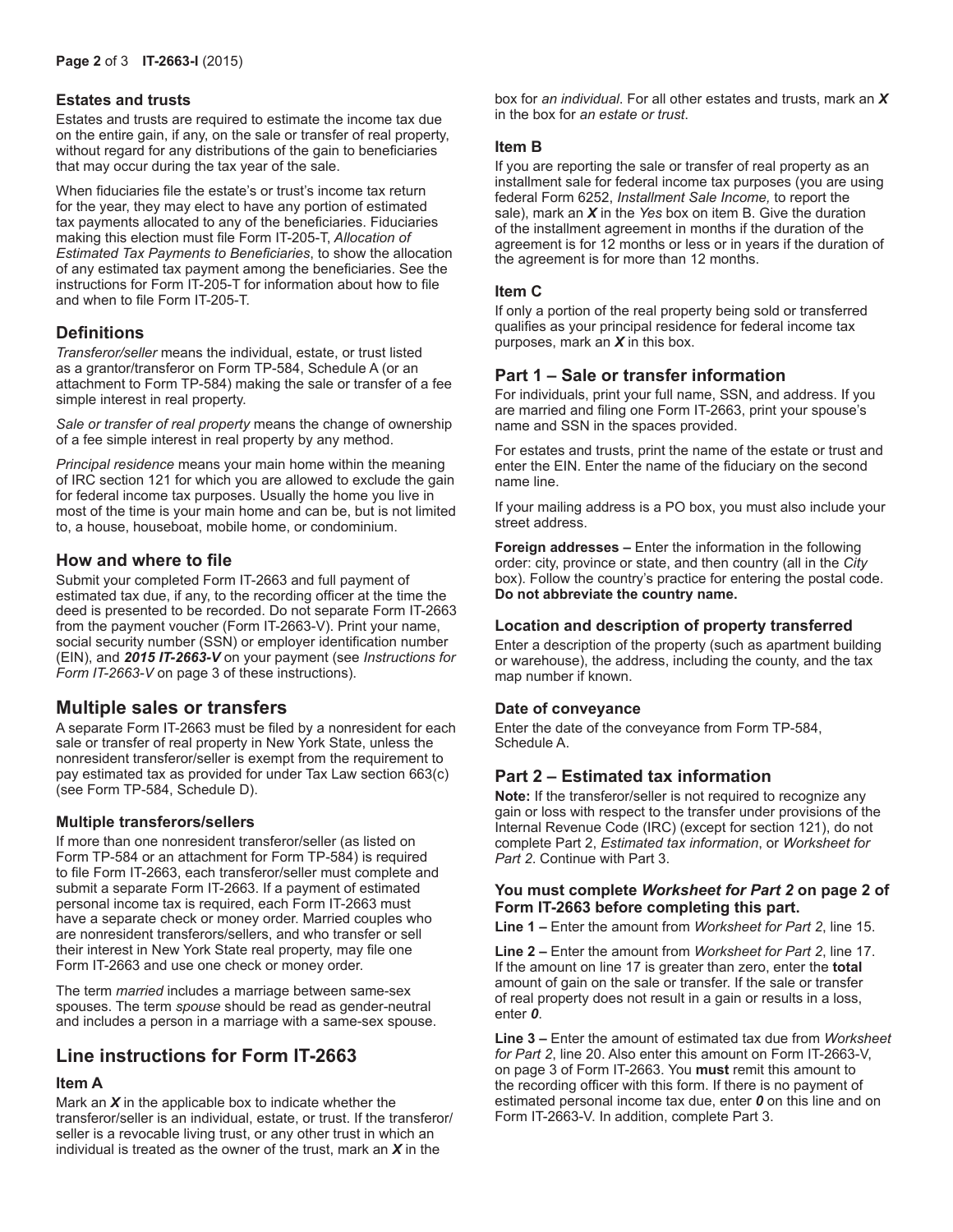### Estates and trusts

Estates and trusts are required to estimate the income tax due on the entire gain, if any, on the sale or transfer of real property, without regard for any distributions of the gain to beneficiaries that may occur during the tax year of the sale.

When fiduciaries file the estate's or trust's income tax return for the year, they may elect to have any portion of estimated tax payments allocated to any of the beneficiaries. Fiduciaries making this election must file Form IT-205-T, *Allocation of Estimated Tax Payments to Beneficiaries*, to show the allocation of any estimated tax payment among the beneficiaries. See the instructions for Form IT-205-T for information about how to file and when to file Form IT-205-T.

## Definitions

*Transferor/seller* means the individual, estate, or trust listed as a grantor/transferor on Form TP-584, Schedule A (or an attachment to Form TP-584) making the sale or transfer of a fee simple interest in real property.

*Sale or transfer of real property* means the change of ownership of a fee simple interest in real property by any method.

*Principal residence* means your main home within the meaning of IRC section 121 for which you are allowed to exclude the gain for federal income tax purposes. Usually the home you live in most of the time is your main home and can be, but is not limited to, a house, houseboat, mobile home, or condominium.

## How and where to file

Submit your completed Form IT-2663 and full payment of estimated tax due, if any, to the recording officer at the time the deed is presented to be recorded. Do not separate Form IT-2663 from the payment voucher (Form IT-2663-V). Print your name, social security number (SSN) or employer identification number (EIN), and ***2015 IT-2663-V*** on your payment (see *Instructions for Form IT-2663-V* on page 3 of these instructions).

## Multiple sales or transfers

A separate Form IT-2663 must be filed by a nonresident for each sale or transfer of real property in New York State, unless the nonresident transferor/seller is exempt from the requirement to pay estimated tax as provided for under Tax Law section 663(c) (see Form TP-584, Schedule D).

### Multiple transferors/sellers

If more than one nonresident transferor/seller (as listed on Form TP-584 or an attachment for Form TP-584) is required to file Form IT-2663, each transferor/seller must complete and submit a separate Form IT-2663. If a payment of estimated personal income tax is required, each Form IT-2663 must have a separate check or money order. Married couples who are nonresident transferors/sellers, and who transfer or sell their interest in New York State real property, may file one Form IT-2663 and use one check or money order.

The term *married* includes a marriage between same-sex spouses. The term *spouse* should be read as gender-neutral and includes a person in a marriage with a same-sex spouse.

## Line instructions for Form IT-2663

### Item A

Mark an ***X*** in the applicable box to indicate whether the transferor/seller is an individual, estate, or trust. If the transferor/seller is a revocable living trust, or any other trust in which an individual is treated as the owner of the trust, mark an ***X*** in the box for *an individual*. For all other estates and trusts, mark an ***X*** in the box for *an estate or trust*.

### Item B

If you are reporting the sale or transfer of real property as an installment sale for federal income tax purposes (you are using federal Form 6252, *Installment Sale Income,* to report the sale), mark an ***X*** in the *Yes* box on item B. Give the duration of the installment agreement in months if the duration of the agreement is for 12 months or less or in years if the duration of the agreement is for more than 12 months.

### Item C

If only a portion of the real property being sold or transferred qualifies as your principal residence for federal income tax purposes, mark an ***X*** in this box.

## Part 1 – Sale or transfer information

For individuals, print your full name, SSN, and address. If you are married and filing one Form IT-2663, print your spouse's name and SSN in the spaces provided.

For estates and trusts, print the name of the estate or trust and enter the EIN. Enter the name of the fiduciary on the second name line.

If your mailing address is a PO box, you must also include your street address.

**Foreign addresses –** Enter the information in the following order: city, province or state, and then country (all in the *City* box). Follow the country's practice for entering the postal code. **Do not abbreviate the country name.**

### Location and description of property transferred

Enter a description of the property (such as apartment building or warehouse), the address, including the county, and the tax map number if known.

### Date of conveyance

Enter the date of the conveyance from Form TP-584, Schedule A.

## Part 2 – Estimated tax information

**Note:** If the transferor/seller is not required to recognize any gain or loss with respect to the transfer under provisions of the Internal Revenue Code (IRC) (except for section 121), do not complete Part 2, *Estimated tax information*, or *Worksheet for Part 2*. Continue with Part 3.

**You must complete *Worksheet for Part 2* on page 2 of Form IT-2663 before completing this part.**

**Line 1 –** Enter the amount from *Worksheet for Part 2*, line 15.

**Line 2 –** Enter the amount from *Worksheet for Part 2*, line 17. If the amount on line 17 is greater than zero, enter the **total** amount of gain on the sale or transfer. If the sale or transfer of real property does not result in a gain or results in a loss, enter ***0***.

**Line 3 –** Enter the amount of estimated tax due from *Worksheet for Part 2*, line 20. Also enter this amount on Form IT-2663-V, on page 3 of Form IT-2663. You **must** remit this amount to the recording officer with this form. If there is no payment of estimated personal income tax due, enter ***0*** on this line and on Form IT-2663-V. In addition, complete Part 3.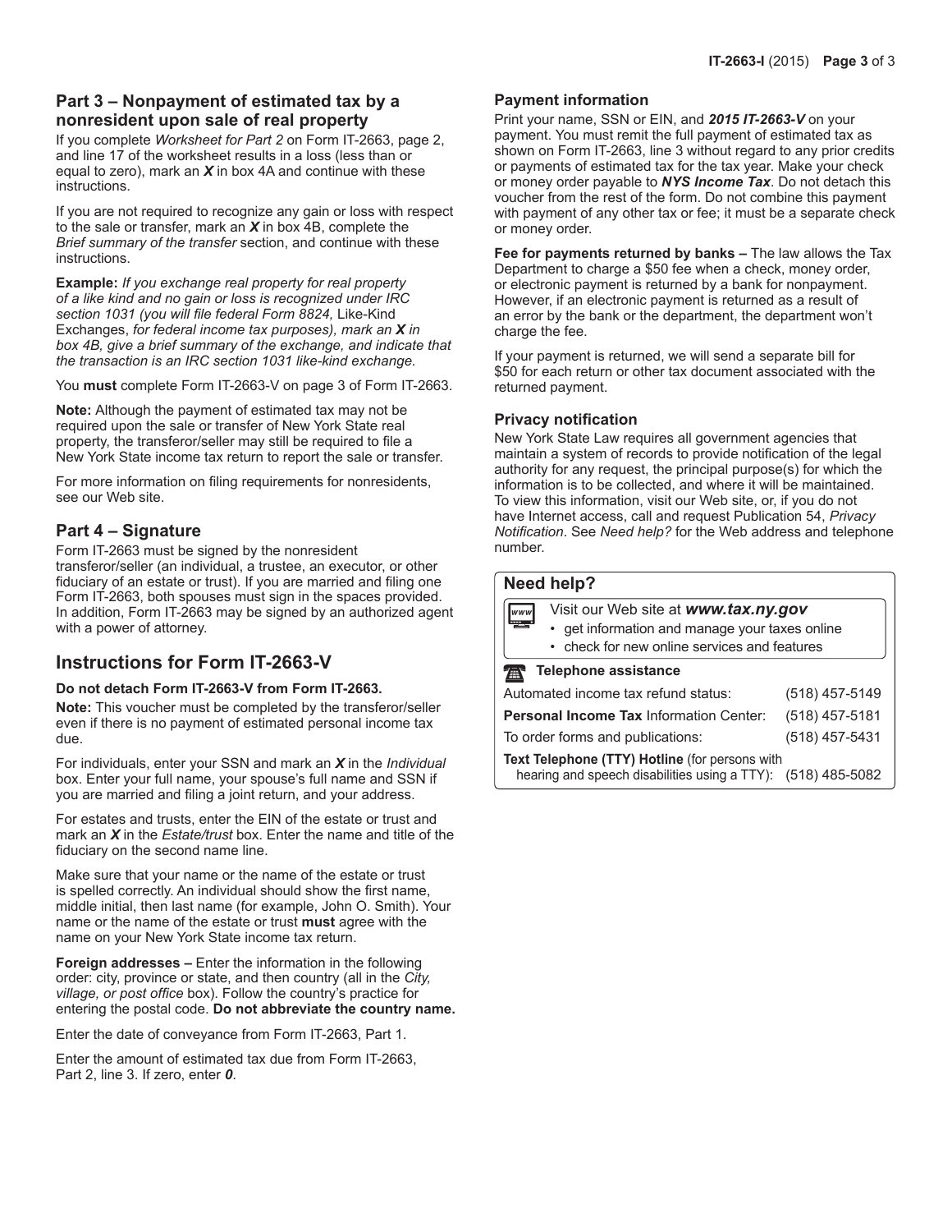## Part 3 – Nonpayment of estimated tax by a nonresident upon sale of real property

If you complete *Worksheet for Part 2* on Form IT-2663, page 2, and line 17 of the worksheet results in a loss (less than or equal to zero), mark an ***X*** in box 4A and continue with these instructions.

If you are not required to recognize any gain or loss with respect to the sale or transfer, mark an ***X*** in box 4B, complete the *Brief summary of the transfer* section, and continue with these instructions.

**Example:** *If you exchange real property for real property of a like kind and no gain or loss is recognized under IRC section 1031 (you will file federal Form 8824,* Like-Kind Exchanges, *for federal income tax purposes), mark an **X** in box 4B, give a brief summary of the exchange, and indicate that the transaction is an IRC section 1031 like-kind exchange.*

You **must** complete Form IT-2663-V on page 3 of Form IT-2663.

**Note:** Although the payment of estimated tax may not be required upon the sale or transfer of New York State real property, the transferor/seller may still be required to file a New York State income tax return to report the sale or transfer.

For more information on filing requirements for nonresidents, see our Web site.

## Part 4 – Signature

Form IT-2663 must be signed by the nonresident transferor/seller (an individual, a trustee, an executor, or other fiduciary of an estate or trust). If you are married and filing one Form IT-2663, both spouses must sign in the spaces provided. In addition, Form IT-2663 may be signed by an authorized agent with a power of attorney.

## Instructions for Form IT-2663-V

**Do not detach Form IT-2663-V from Form IT-2663.**

**Note:** This voucher must be completed by the transferor/seller even if there is no payment of estimated personal income tax due.

For individuals, enter your SSN and mark an ***X*** in the *Individual* box. Enter your full name, your spouse's full name and SSN if you are married and filing a joint return, and your address.

For estates and trusts, enter the EIN of the estate or trust and mark an ***X*** in the *Estate/trust* box. Enter the name and title of the fiduciary on the second name line.

Make sure that your name or the name of the estate or trust is spelled correctly. An individual should show the first name, middle initial, then last name (for example, John O. Smith). Your name or the name of the estate or trust **must** agree with the name on your New York State income tax return.

**Foreign addresses –** Enter the information in the following order: city, province or state, and then country (all in the *City, village, or post office* box). Follow the country's practice for entering the postal code. **Do not abbreviate the country name.**

Enter the date of conveyance from Form IT-2663, Part 1.

Enter the amount of estimated tax due from Form IT-2663, Part 2, line 3. If zero, enter ***0***.

### Payment information

Print your name, SSN or EIN, and ***2015 IT-2663-V*** on your payment. You must remit the full payment of estimated tax as shown on Form IT-2663, line 3 without regard to any prior credits or payments of estimated tax for the tax year. Make your check or money order payable to ***NYS Income Tax***. Do not detach this voucher from the rest of the form. Do not combine this payment with payment of any other tax or fee; it must be a separate check or money order.

**Fee for payments returned by banks –** The law allows the Tax Department to charge a $50 fee when a check, money order, or electronic payment is returned by a bank for nonpayment. However, if an electronic payment is returned as a result of an error by the bank or the department, the department won't charge the fee.

If your payment is returned, we will send a separate bill for $50 for each return or other tax document associated with the returned payment.

### Privacy notification

New York State Law requires all government agencies that maintain a system of records to provide notification of the legal authority for any request, the principal purpose(s) for which the information is to be collected, and where it will be maintained. To view this information, visit our Web site, or, if you do not have Internet access, call and request Publication 54, *Privacy Notification*. See *Need help?* for the Web address and telephone number.

### Need help?

Visit our Web site at ***www.tax.ny.gov***
- get information and manage your taxes online
- check for new online services and features

**Telephone assistance**

| | |
|---|---|
| Automated income tax refund status: | (518) 457-5149 |
| **Personal Income Tax** Information Center: | (518) 457-5181 |
| To order forms and publications: | (518) 457-5431 |
| **Text Telephone (TTY) Hotline** (for persons with hearing and speech disabilities using a TTY): | (518) 485-5082 |